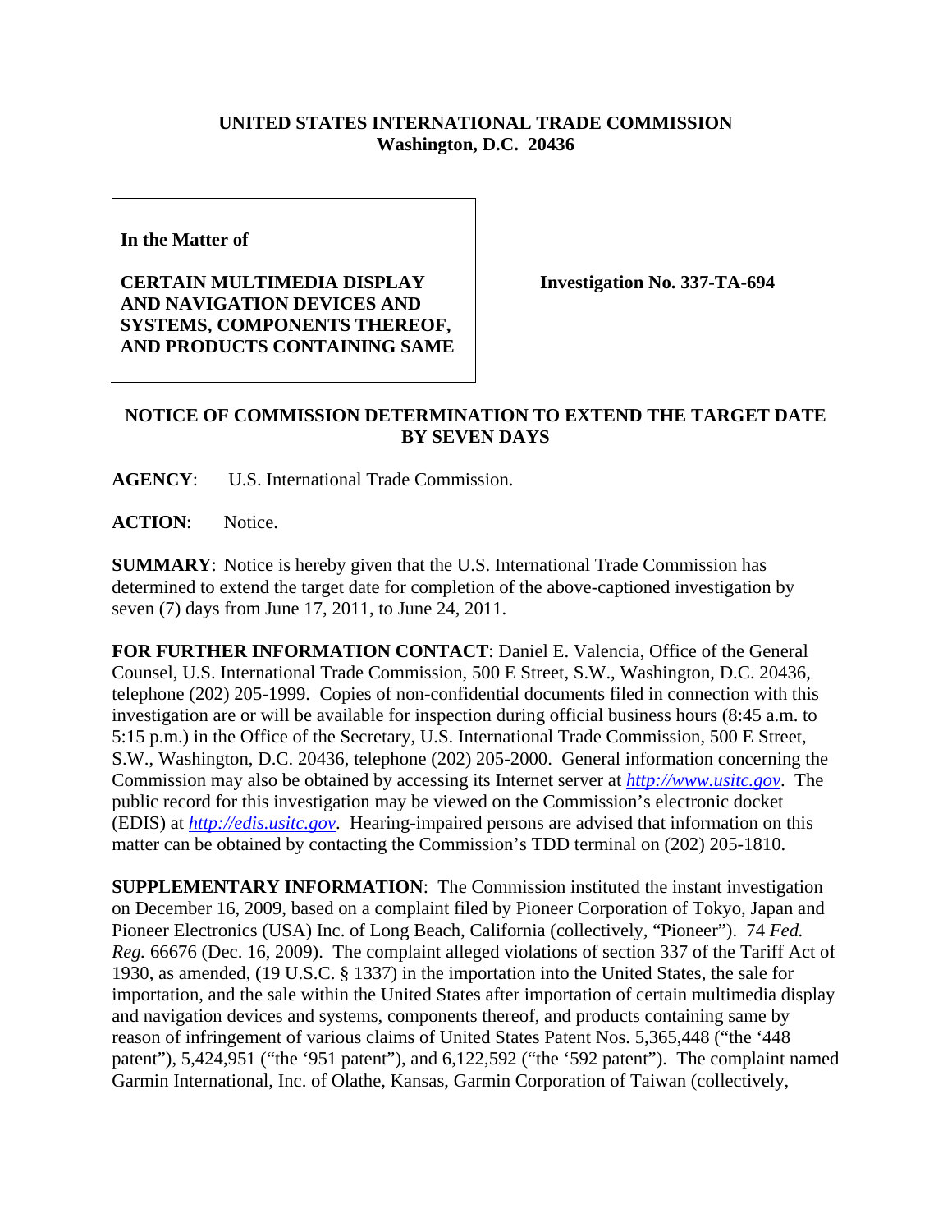**UNITED STATES INTERNATIONAL TRADE COMMISSION**
**Washington, D.C. 20436**

| **In the Matter of**<br><br>**CERTAIN MULTIMEDIA DISPLAY AND NAVIGATION DEVICES AND SYSTEMS, COMPONENTS THEREOF, AND PRODUCTS CONTAINING SAME** | **Investigation No. 337-TA-694** |
|---|---|

**NOTICE OF COMMISSION DETERMINATION TO EXTEND THE TARGET DATE BY SEVEN DAYS**

**AGENCY**: U.S. International Trade Commission.

**ACTION**: Notice.

**SUMMARY**: Notice is hereby given that the U.S. International Trade Commission has determined to extend the target date for completion of the above-captioned investigation by seven (7) days from June 17, 2011, to June 24, 2011.

**FOR FURTHER INFORMATION CONTACT**: Daniel E. Valencia, Office of the General Counsel, U.S. International Trade Commission, 500 E Street, S.W., Washington, D.C. 20436, telephone (202) 205-1999. Copies of non-confidential documents filed in connection with this investigation are or will be available for inspection during official business hours (8:45 a.m. to 5:15 p.m.) in the Office of the Secretary, U.S. International Trade Commission, 500 E Street, S.W., Washington, D.C. 20436, telephone (202) 205-2000. General information concerning the Commission may also be obtained by accessing its Internet server at *http://www.usitc.gov*. The public record for this investigation may be viewed on the Commission's electronic docket (EDIS) at *http://edis.usitc.gov*. Hearing-impaired persons are advised that information on this matter can be obtained by contacting the Commission's TDD terminal on (202) 205-1810.

**SUPPLEMENTARY INFORMATION**: The Commission instituted the instant investigation on December 16, 2009, based on a complaint filed by Pioneer Corporation of Tokyo, Japan and Pioneer Electronics (USA) Inc. of Long Beach, California (collectively, "Pioneer"). 74 *Fed. Reg.* 66676 (Dec. 16, 2009). The complaint alleged violations of section 337 of the Tariff Act of 1930, as amended, (19 U.S.C. § 1337) in the importation into the United States, the sale for importation, and the sale within the United States after importation of certain multimedia display and navigation devices and systems, components thereof, and products containing same by reason of infringement of various claims of United States Patent Nos. 5,365,448 ("the '448 patent"), 5,424,951 ("the '951 patent"), and 6,122,592 ("the '592 patent"). The complaint named Garmin International, Inc. of Olathe, Kansas, Garmin Corporation of Taiwan (collectively,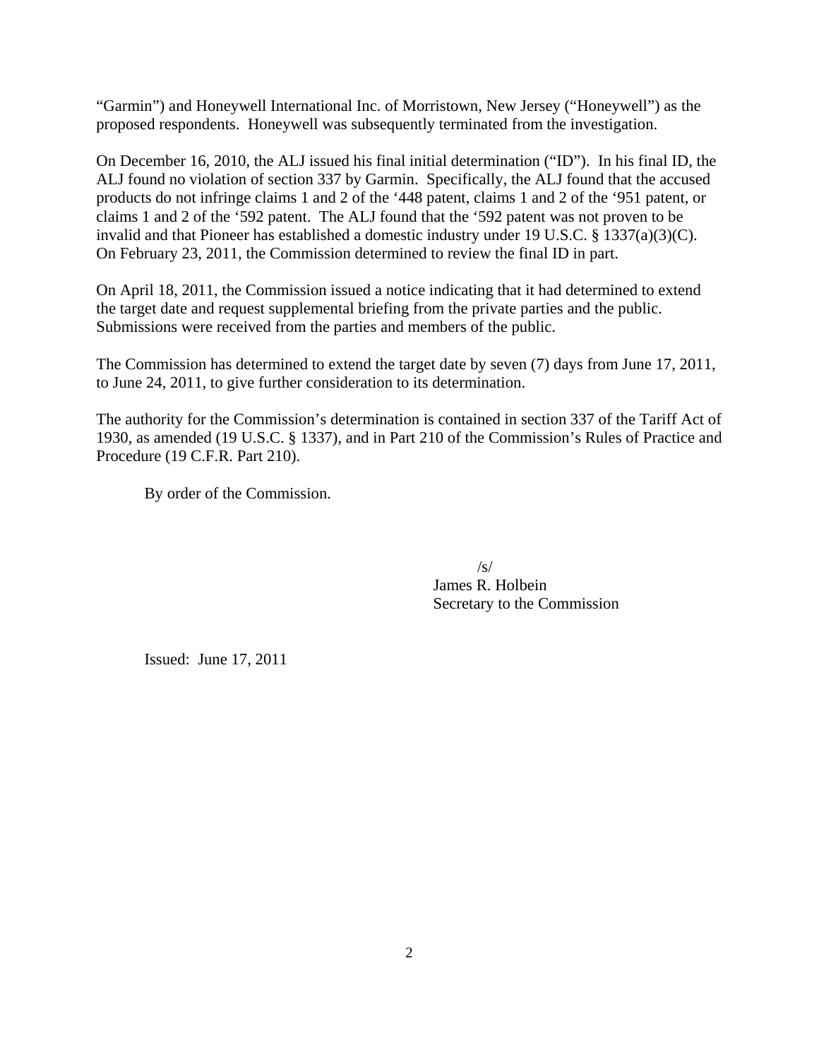"Garmin") and Honeywell International Inc. of Morristown, New Jersey ("Honeywell") as the proposed respondents. Honeywell was subsequently terminated from the investigation.

On December 16, 2010, the ALJ issued his final initial determination ("ID"). In his final ID, the ALJ found no violation of section 337 by Garmin. Specifically, the ALJ found that the accused products do not infringe claims 1 and 2 of the '448 patent, claims 1 and 2 of the '951 patent, or claims 1 and 2 of the '592 patent. The ALJ found that the '592 patent was not proven to be invalid and that Pioneer has established a domestic industry under 19 U.S.C. § 1337(a)(3)(C). On February 23, 2011, the Commission determined to review the final ID in part.

On April 18, 2011, the Commission issued a notice indicating that it had determined to extend the target date and request supplemental briefing from the private parties and the public. Submissions were received from the parties and members of the public.

The Commission has determined to extend the target date by seven (7) days from June 17, 2011, to June 24, 2011, to give further consideration to its determination.

The authority for the Commission's determination is contained in section 337 of the Tariff Act of 1930, as amended (19 U.S.C. § 1337), and in Part 210 of the Commission's Rules of Practice and Procedure (19 C.F.R. Part 210).

By order of the Commission.

/s/
James R. Holbein
Secretary to the Commission

Issued: June 17, 2011